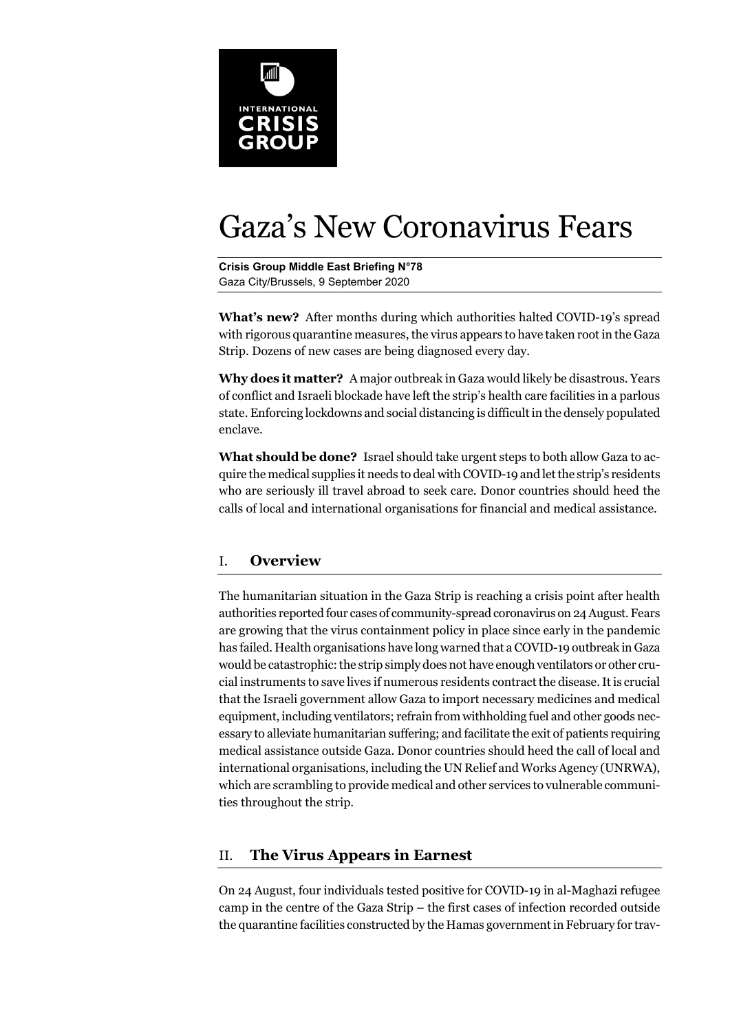# Gaza's New Coronavirus Fears

**Crisis Group Middle East Briefing N°78**
Gaza City/Brussels, 9 September 2020

**What's new?** After months during which authorities halted COVID-19's spread with rigorous quarantine measures, the virus appears to have taken root in the Gaza Strip. Dozens of new cases are being diagnosed every day.

**Why does it matter?** A major outbreak in Gaza would likely be disastrous. Years of conflict and Israeli blockade have left the strip's health care facilities in a parlous state. Enforcing lockdowns and social distancing is difficult in the densely populated enclave.

**What should be done?** Israel should take urgent steps to both allow Gaza to acquire the medical supplies it needs to deal with COVID-19 and let the strip's residents who are seriously ill travel abroad to seek care. Donor countries should heed the calls of local and international organisations for financial and medical assistance.

## I. Overview

The humanitarian situation in the Gaza Strip is reaching a crisis point after health authorities reported four cases of community-spread coronavirus on 24 August. Fears are growing that the virus containment policy in place since early in the pandemic has failed. Health organisations have long warned that a COVID-19 outbreak in Gaza would be catastrophic: the strip simply does not have enough ventilators or other crucial instruments to save lives if numerous residents contract the disease. It is crucial that the Israeli government allow Gaza to import necessary medicines and medical equipment, including ventilators; refrain from withholding fuel and other goods necessary to alleviate humanitarian suffering; and facilitate the exit of patients requiring medical assistance outside Gaza. Donor countries should heed the call of local and international organisations, including the UN Relief and Works Agency (UNRWA), which are scrambling to provide medical and other services to vulnerable communities throughout the strip.

## II. The Virus Appears in Earnest

On 24 August, four individuals tested positive for COVID-19 in al-Maghazi refugee camp in the centre of the Gaza Strip – the first cases of infection recorded outside the quarantine facilities constructed by the Hamas government in February for trav-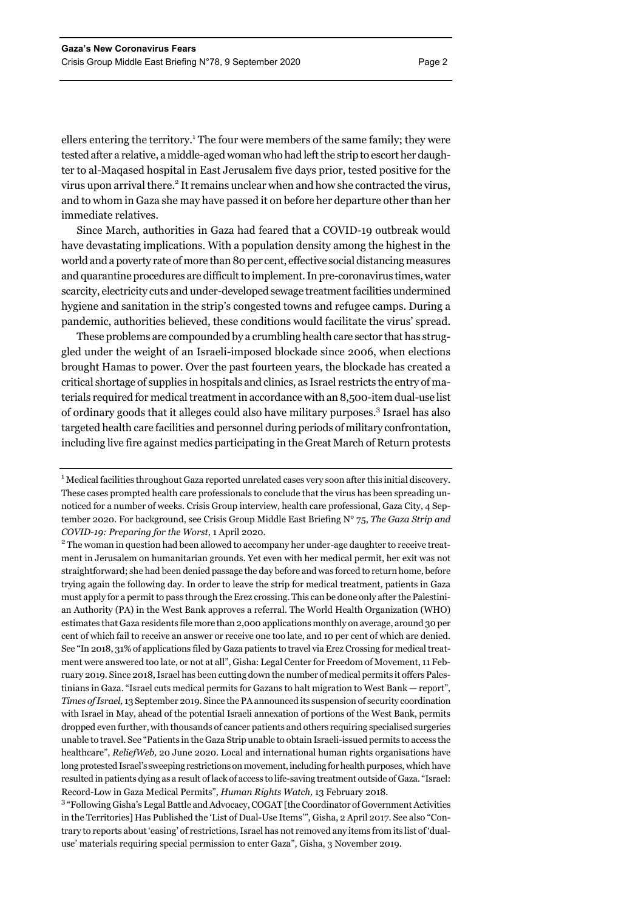ellers entering the territory.[1] The four were members of the same family; they were tested after a relative, a middle-aged woman who had left the strip to escort her daughter to al-Maqased hospital in East Jerusalem five days prior, tested positive for the virus upon arrival there.[2] It remains unclear when and how she contracted the virus, and to whom in Gaza she may have passed it on before her departure other than her immediate relatives.

Since March, authorities in Gaza had feared that a COVID-19 outbreak would have devastating implications. With a population density among the highest in the world and a poverty rate of more than 80 per cent, effective social distancing measures and quarantine procedures are difficult to implement. In pre-coronavirus times, water scarcity, electricity cuts and under-developed sewage treatment facilities undermined hygiene and sanitation in the strip's congested towns and refugee camps. During a pandemic, authorities believed, these conditions would facilitate the virus' spread.

These problems are compounded by a crumbling health care sector that has struggled under the weight of an Israeli-imposed blockade since 2006, when elections brought Hamas to power. Over the past fourteen years, the blockade has created a critical shortage of supplies in hospitals and clinics, as Israel restricts the entry of materials required for medical treatment in accordance with an 8,500-item dual-use list of ordinary goods that it alleges could also have military purposes.[3] Israel has also targeted health care facilities and personnel during periods of military confrontation, including live fire against medics participating in the Great March of Return protests

---

[1] Medical facilities throughout Gaza reported unrelated cases very soon after this initial discovery. These cases prompted health care professionals to conclude that the virus has been spreading unnoticed for a number of weeks. Crisis Group interview, health care professional, Gaza City, 4 September 2020. For background, see Crisis Group Middle East Briefing N° 75, *The Gaza Strip and COVID-19: Preparing for the Worst*, 1 April 2020.

[2] The woman in question had been allowed to accompany her under-age daughter to receive treatment in Jerusalem on humanitarian grounds. Yet even with her medical permit, her exit was not straightforward; she had been denied passage the day before and was forced to return home, before trying again the following day. In order to leave the strip for medical treatment, patients in Gaza must apply for a permit to pass through the Erez crossing. This can be done only after the Palestinian Authority (PA) in the West Bank approves a referral. The World Health Organization (WHO) estimates that Gaza residents file more than 2,000 applications monthly on average, around 30 per cent of which fail to receive an answer or receive one too late, and 10 per cent of which are denied. See "In 2018, 31% of applications filed by Gaza patients to travel via Erez Crossing for medical treatment were answered too late, or not at all", Gisha: Legal Center for Freedom of Movement, 11 February 2019. Since 2018, Israel has been cutting down the number of medical permits it offers Palestinians in Gaza. "Israel cuts medical permits for Gazans to halt migration to West Bank — report", *Times of Israel,* 13 September 2019. Since the PA announced its suspension of security coordination with Israel in May, ahead of the potential Israeli annexation of portions of the West Bank, permits dropped even further, with thousands of cancer patients and others requiring specialised surgeries unable to travel. See "Patients in the Gaza Strip unable to obtain Israeli-issued permits to access the healthcare", *ReliefWeb,* 20 June 2020. Local and international human rights organisations have long protested Israel's sweeping restrictions on movement, including for health purposes, which have resulted in patients dying as a result of lack of access to life-saving treatment outside of Gaza. "Israel: Record-Low in Gaza Medical Permits", *Human Rights Watch,* 13 February 2018.

[3] "Following Gisha's Legal Battle and Advocacy, COGAT [the Coordinator of Government Activities in the Territories] Has Published the 'List of Dual-Use Items'", Gisha, 2 April 2017. See also "Contrary to reports about 'easing' of restrictions, Israel has not removed any items from its list of 'dual-use' materials requiring special permission to enter Gaza", Gisha, 3 November 2019.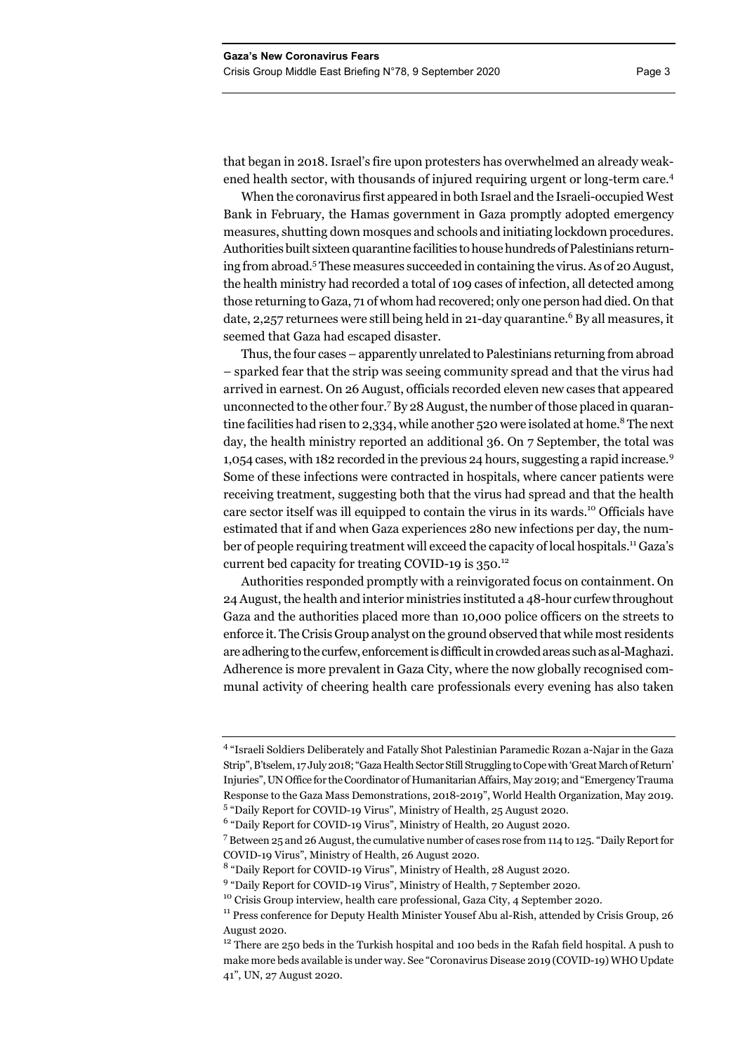that began in 2018. Israel's fire upon protesters has overwhelmed an already weakened health sector, with thousands of injured requiring urgent or long-term care.[4]

When the coronavirus first appeared in both Israel and the Israeli-occupied West Bank in February, the Hamas government in Gaza promptly adopted emergency measures, shutting down mosques and schools and initiating lockdown procedures. Authorities built sixteen quarantine facilities to house hundreds of Palestinians returning from abroad.[5] These measures succeeded in containing the virus. As of 20 August, the health ministry had recorded a total of 109 cases of infection, all detected among those returning to Gaza, 71 of whom had recovered; only one person had died. On that date, 2,257 returnees were still being held in 21-day quarantine.[6] By all measures, it seemed that Gaza had escaped disaster.

Thus, the four cases – apparently unrelated to Palestinians returning from abroad – sparked fear that the strip was seeing community spread and that the virus had arrived in earnest. On 26 August, officials recorded eleven new cases that appeared unconnected to the other four.[7] By 28 August, the number of those placed in quarantine facilities had risen to 2,334, while another 520 were isolated at home.[8] The next day, the health ministry reported an additional 36. On 7 September, the total was 1,054 cases, with 182 recorded in the previous 24 hours, suggesting a rapid increase.[9] Some of these infections were contracted in hospitals, where cancer patients were receiving treatment, suggesting both that the virus had spread and that the health care sector itself was ill equipped to contain the virus in its wards.[10] Officials have estimated that if and when Gaza experiences 280 new infections per day, the number of people requiring treatment will exceed the capacity of local hospitals.[11] Gaza's current bed capacity for treating COVID-19 is 350.[12]

Authorities responded promptly with a reinvigorated focus on containment. On 24 August, the health and interior ministries instituted a 48-hour curfew throughout Gaza and the authorities placed more than 10,000 police officers on the streets to enforce it. The Crisis Group analyst on the ground observed that while most residents are adhering to the curfew, enforcement is difficult in crowded areas such as al-Maghazi. Adherence is more prevalent in Gaza City, where the now globally recognised communal activity of cheering health care professionals every evening has also taken

---

[4] "Israeli Soldiers Deliberately and Fatally Shot Palestinian Paramedic Rozan a-Najar in the Gaza Strip", B'tselem, 17 July 2018; "Gaza Health Sector Still Struggling to Cope with 'Great March of Return' Injuries", UN Office for the Coordinator of Humanitarian Affairs, May 2019; and "Emergency Trauma Response to the Gaza Mass Demonstrations, 2018-2019", World Health Organization, May 2019.

[5] "Daily Report for COVID-19 Virus", Ministry of Health, 25 August 2020.

[6] "Daily Report for COVID-19 Virus", Ministry of Health, 20 August 2020.

[7] Between 25 and 26 August, the cumulative number of cases rose from 114 to 125. "Daily Report for COVID-19 Virus", Ministry of Health, 26 August 2020.

[8] "Daily Report for COVID-19 Virus", Ministry of Health, 28 August 2020.

[9] "Daily Report for COVID-19 Virus", Ministry of Health, 7 September 2020.

[10] Crisis Group interview, health care professional, Gaza City, 4 September 2020.

[11] Press conference for Deputy Health Minister Yousef Abu al-Rish, attended by Crisis Group, 26 August 2020.

[12] There are 250 beds in the Turkish hospital and 100 beds in the Rafah field hospital. A push to make more beds available is under way. See "Coronavirus Disease 2019 (COVID-19) WHO Update 41", UN, 27 August 2020.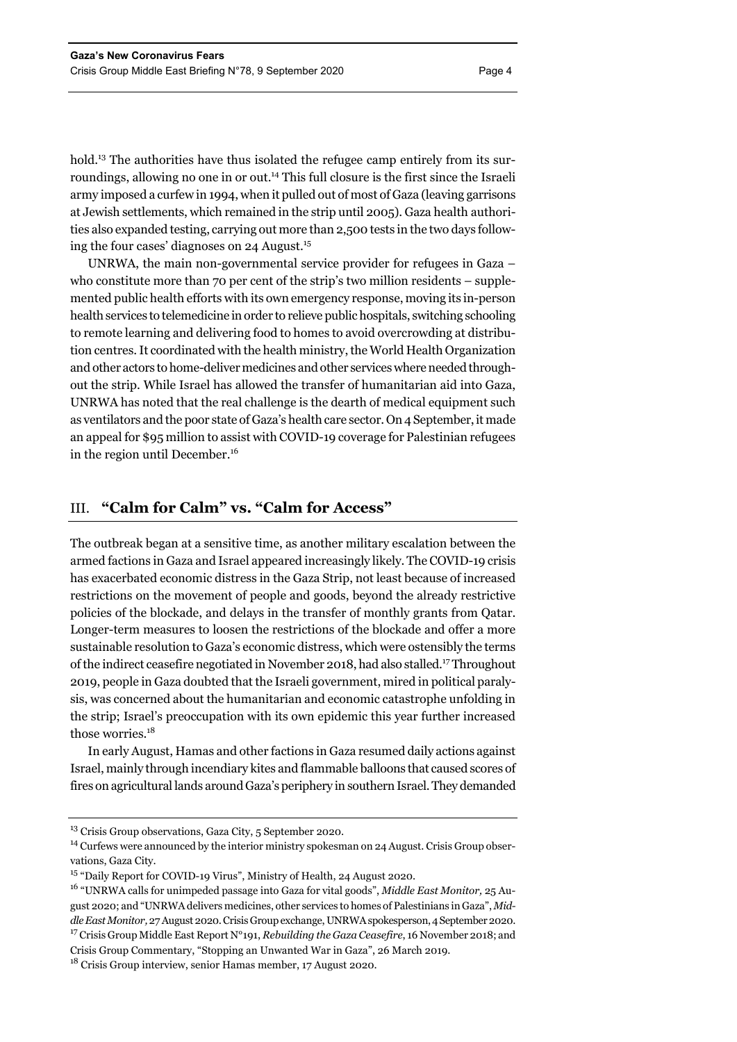hold.[13] The authorities have thus isolated the refugee camp entirely from its surroundings, allowing no one in or out.[14] This full closure is the first since the Israeli army imposed a curfew in 1994, when it pulled out of most of Gaza (leaving garrisons at Jewish settlements, which remained in the strip until 2005). Gaza health authorities also expanded testing, carrying out more than 2,500 tests in the two days following the four cases' diagnoses on 24 August.[15]

UNRWA, the main non-governmental service provider for refugees in Gaza – who constitute more than 70 per cent of the strip's two million residents – supplemented public health efforts with its own emergency response, moving its in-person health services to telemedicine in order to relieve public hospitals, switching schooling to remote learning and delivering food to homes to avoid overcrowding at distribution centres. It coordinated with the health ministry, the World Health Organization and other actors to home-deliver medicines and other services where needed throughout the strip. While Israel has allowed the transfer of humanitarian aid into Gaza, UNRWA has noted that the real challenge is the dearth of medical equipment such as ventilators and the poor state of Gaza's health care sector. On 4 September, it made an appeal for $95 million to assist with COVID-19 coverage for Palestinian refugees in the region until December.[16]

## III. "Calm for Calm" vs. "Calm for Access"

The outbreak began at a sensitive time, as another military escalation between the armed factions in Gaza and Israel appeared increasingly likely. The COVID-19 crisis has exacerbated economic distress in the Gaza Strip, not least because of increased restrictions on the movement of people and goods, beyond the already restrictive policies of the blockade, and delays in the transfer of monthly grants from Qatar. Longer-term measures to loosen the restrictions of the blockade and offer a more sustainable resolution to Gaza's economic distress, which were ostensibly the terms of the indirect ceasefire negotiated in November 2018, had also stalled.[17] Throughout 2019, people in Gaza doubted that the Israeli government, mired in political paralysis, was concerned about the humanitarian and economic catastrophe unfolding in the strip; Israel's preoccupation with its own epidemic this year further increased those worries.[18]

In early August, Hamas and other factions in Gaza resumed daily actions against Israel, mainly through incendiary kites and flammable balloons that caused scores of fires on agricultural lands around Gaza's periphery in southern Israel. They demanded

---

[13] Crisis Group observations, Gaza City, 5 September 2020.

[14] Curfews were announced by the interior ministry spokesman on 24 August. Crisis Group observations, Gaza City.

[15] "Daily Report for COVID-19 Virus", Ministry of Health, 24 August 2020.

[16] "UNRWA calls for unimpeded passage into Gaza for vital goods", *Middle East Monitor*, 25 August 2020; and "UNRWA delivers medicines, other services to homes of Palestinians in Gaza", *Middle East Monitor*, 27 August 2020. Crisis Group exchange, UNRWA spokesperson, 4 September 2020.

[17] Crisis Group Middle East Report N°191, *Rebuilding the Gaza Ceasefire*, 16 November 2018; and Crisis Group Commentary, "Stopping an Unwanted War in Gaza", 26 March 2019.

[18] Crisis Group interview, senior Hamas member, 17 August 2020.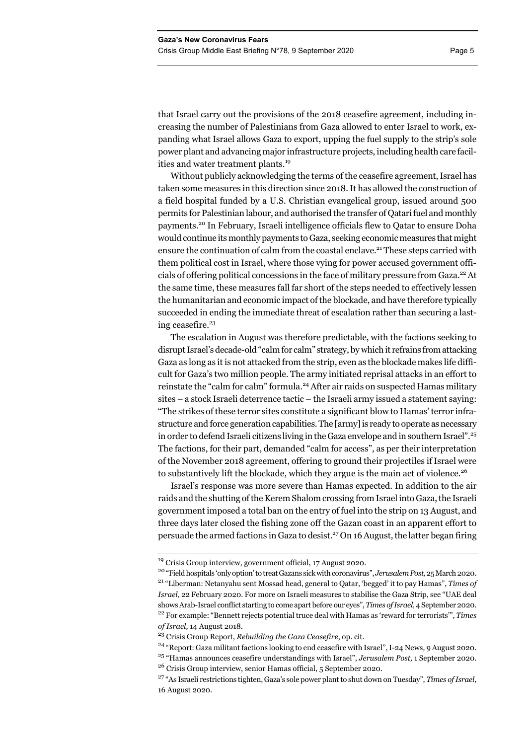that Israel carry out the provisions of the 2018 ceasefire agreement, including increasing the number of Palestinians from Gaza allowed to enter Israel to work, expanding what Israel allows Gaza to export, upping the fuel supply to the strip's sole power plant and advancing major infrastructure projects, including health care facilities and water treatment plants.[19]

Without publicly acknowledging the terms of the ceasefire agreement, Israel has taken some measures in this direction since 2018. It has allowed the construction of a field hospital funded by a U.S. Christian evangelical group, issued around 500 permits for Palestinian labour, and authorised the transfer of Qatari fuel and monthly payments.[20] In February, Israeli intelligence officials flew to Qatar to ensure Doha would continue its monthly payments to Gaza, seeking economic measures that might ensure the continuation of calm from the coastal enclave.[21] These steps carried with them political cost in Israel, where those vying for power accused government officials of offering political concessions in the face of military pressure from Gaza.[22] At the same time, these measures fall far short of the steps needed to effectively lessen the humanitarian and economic impact of the blockade, and have therefore typically succeeded in ending the immediate threat of escalation rather than securing a lasting ceasefire.[23]

The escalation in August was therefore predictable, with the factions seeking to disrupt Israel's decade-old "calm for calm" strategy, by which it refrains from attacking Gaza as long as it is not attacked from the strip, even as the blockade makes life difficult for Gaza's two million people. The army initiated reprisal attacks in an effort to reinstate the "calm for calm" formula.[24] After air raids on suspected Hamas military sites – a stock Israeli deterrence tactic – the Israeli army issued a statement saying: "The strikes of these terror sites constitute a significant blow to Hamas' terror infrastructure and force generation capabilities. The [army] is ready to operate as necessary in order to defend Israeli citizens living in the Gaza envelope and in southern Israel".[25] The factions, for their part, demanded "calm for access", as per their interpretation of the November 2018 agreement, offering to ground their projectiles if Israel were to substantively lift the blockade, which they argue is the main act of violence.[26]

Israel's response was more severe than Hamas expected. In addition to the air raids and the shutting of the Kerem Shalom crossing from Israel into Gaza, the Israeli government imposed a total ban on the entry of fuel into the strip on 13 August, and three days later closed the fishing zone off the Gazan coast in an apparent effort to persuade the armed factions in Gaza to desist.[27] On 16 August, the latter began firing

---

[19] Crisis Group interview, government official, 17 August 2020.

[20] "Field hospitals 'only option' to treat Gazans sick with coronavirus", *Jerusalem Post,* 25 March 2020.

[21] "Liberman: Netanyahu sent Mossad head, general to Qatar, 'begged' it to pay Hamas", *Times of Israel,* 22 February 2020. For more on Israeli measures to stabilise the Gaza Strip, see "UAE deal shows Arab-Israel conflict starting to come apart before our eyes", *Times of Israel,* 4 September 2020.

[22] For example: "Bennett rejects potential truce deal with Hamas as 'reward for terrorists'", *Times of Israel,* 14 August 2018.

[23] Crisis Group Report, *Rebuilding the Gaza Ceasefire*, op. cit.

[24] "Report: Gaza militant factions looking to end ceasefire with Israel", I-24 News*,* 9 August 2020.

[25] "Hamas announces ceasefire understandings with Israel", *Jerusalem Post,* 1 September 2020.

[26] Crisis Group interview, senior Hamas official, 5 September 2020.

[27] "As Israeli restrictions tighten, Gaza's sole power plant to shut down on Tuesday", *Times of Israel,* 16 August 2020.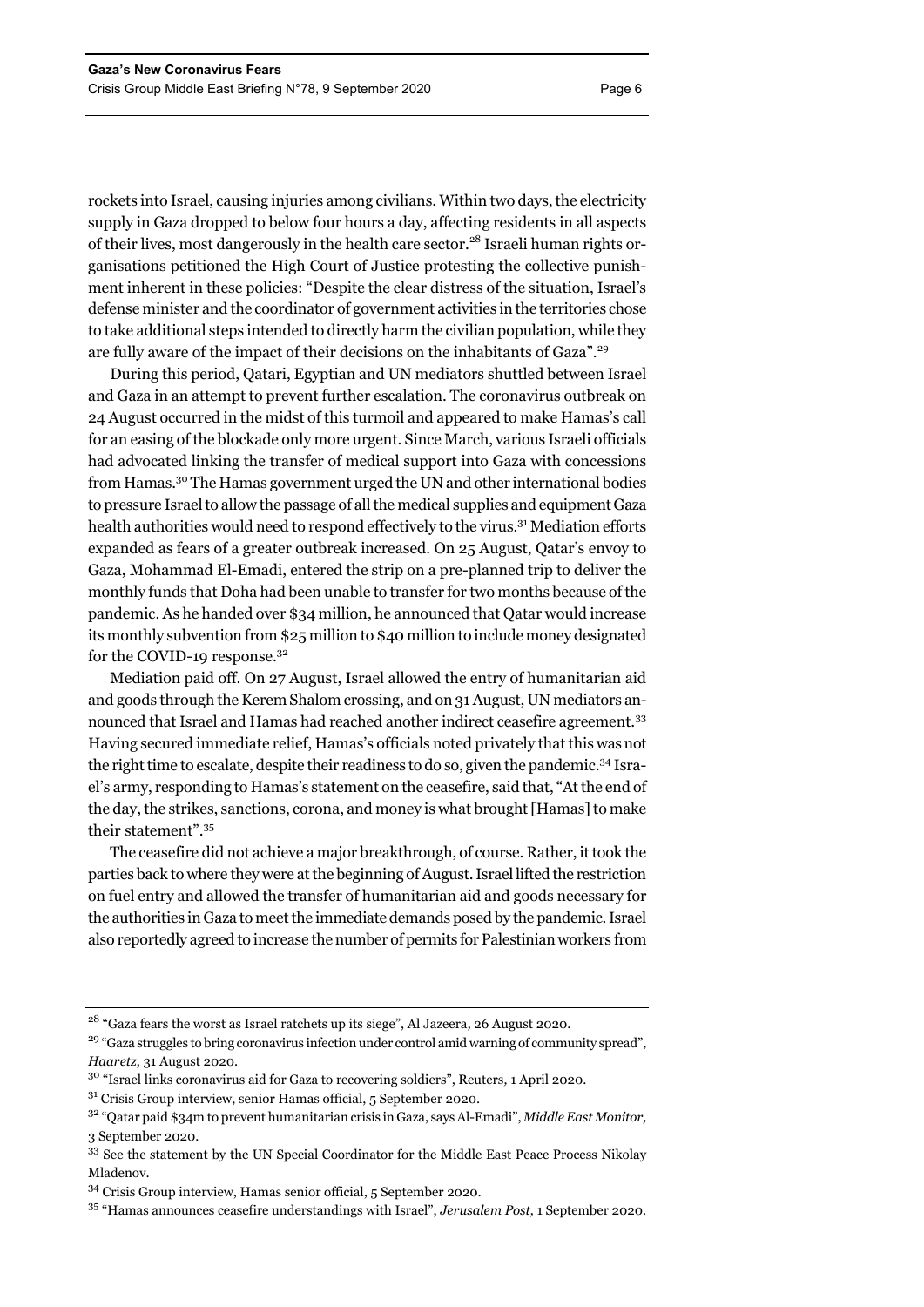rockets into Israel, causing injuries among civilians. Within two days, the electricity supply in Gaza dropped to below four hours a day, affecting residents in all aspects of their lives, most dangerously in the health care sector.[28] Israeli human rights organisations petitioned the High Court of Justice protesting the collective punishment inherent in these policies: "Despite the clear distress of the situation, Israel's defense minister and the coordinator of government activities in the territories chose to take additional steps intended to directly harm the civilian population, while they are fully aware of the impact of their decisions on the inhabitants of Gaza".[29]

During this period, Qatari, Egyptian and UN mediators shuttled between Israel and Gaza in an attempt to prevent further escalation. The coronavirus outbreak on 24 August occurred in the midst of this turmoil and appeared to make Hamas's call for an easing of the blockade only more urgent. Since March, various Israeli officials had advocated linking the transfer of medical support into Gaza with concessions from Hamas.[30] The Hamas government urged the UN and other international bodies to pressure Israel to allow the passage of all the medical supplies and equipment Gaza health authorities would need to respond effectively to the virus.[31] Mediation efforts expanded as fears of a greater outbreak increased. On 25 August, Qatar's envoy to Gaza, Mohammad El-Emadi, entered the strip on a pre-planned trip to deliver the monthly funds that Doha had been unable to transfer for two months because of the pandemic. As he handed over $34 million, he announced that Qatar would increase its monthly subvention from $25 million to $40 million to include money designated for the COVID-19 response.[32]

Mediation paid off. On 27 August, Israel allowed the entry of humanitarian aid and goods through the Kerem Shalom crossing, and on 31 August, UN mediators announced that Israel and Hamas had reached another indirect ceasefire agreement.[33] Having secured immediate relief, Hamas's officials noted privately that this was not the right time to escalate, despite their readiness to do so, given the pandemic.[34] Israel's army, responding to Hamas's statement on the ceasefire, said that, "At the end of the day, the strikes, sanctions, corona, and money is what brought [Hamas] to make their statement".[35]

The ceasefire did not achieve a major breakthrough, of course. Rather, it took the parties back to where they were at the beginning of August. Israel lifted the restriction on fuel entry and allowed the transfer of humanitarian aid and goods necessary for the authorities in Gaza to meet the immediate demands posed by the pandemic. Israel also reportedly agreed to increase the number of permits for Palestinian workers from

---

[28] "Gaza fears the worst as Israel ratchets up its siege", Al Jazeera, 26 August 2020.

[29] "Gaza struggles to bring coronavirus infection under control amid warning of community spread", *Haaretz*, 31 August 2020.

[30] "Israel links coronavirus aid for Gaza to recovering soldiers", Reuters, 1 April 2020.

[31] Crisis Group interview, senior Hamas official, 5 September 2020.

[32] "Qatar paid $34m to prevent humanitarian crisis in Gaza, says Al-Emadi", *Middle East Monitor*, 3 September 2020.

[33] See the statement by the UN Special Coordinator for the Middle East Peace Process Nikolay Mladenov.

[34] Crisis Group interview, Hamas senior official, 5 September 2020.

[35] "Hamas announces ceasefire understandings with Israel", *Jerusalem Post*, 1 September 2020.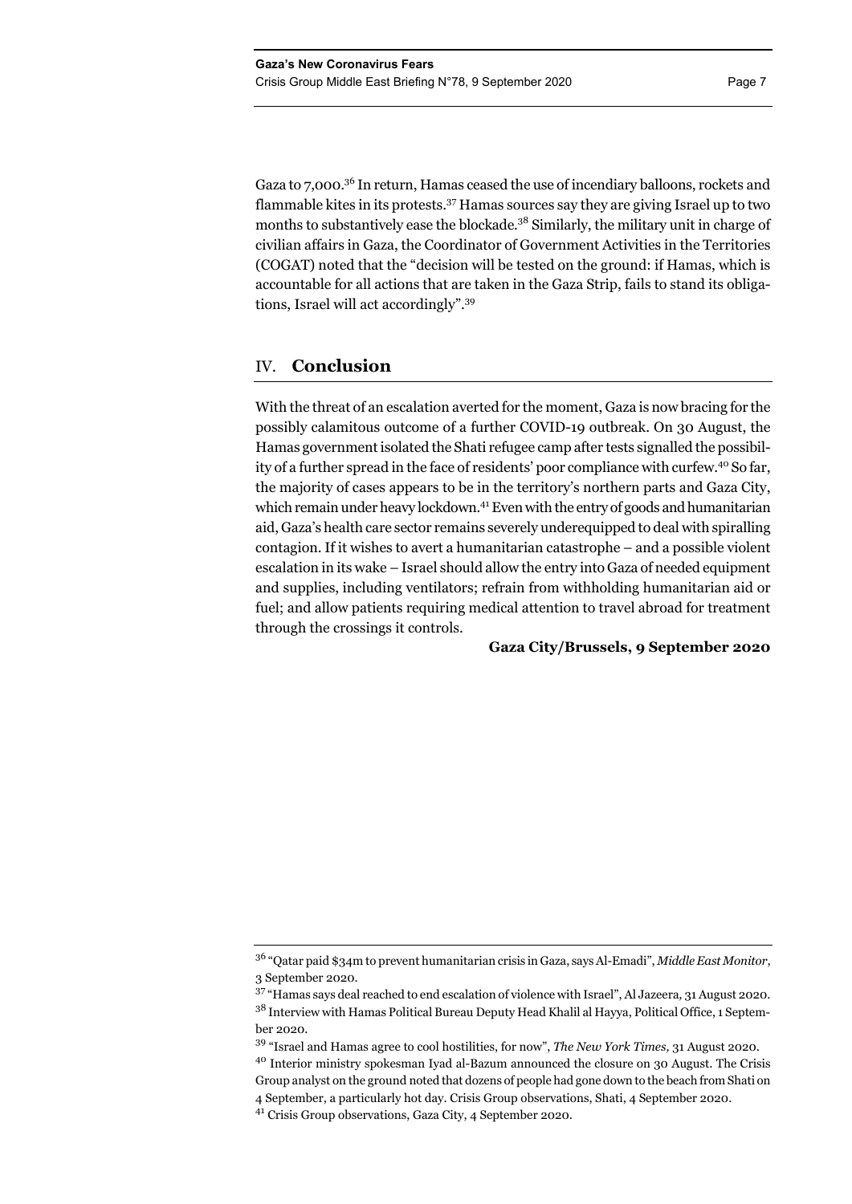Gaza to 7,000.[36] In return, Hamas ceased the use of incendiary balloons, rockets and flammable kites in its protests.[37] Hamas sources say they are giving Israel up to two months to substantively ease the blockade.[38] Similarly, the military unit in charge of civilian affairs in Gaza, the Coordinator of Government Activities in the Territories (COGAT) noted that the "decision will be tested on the ground: if Hamas, which is accountable for all actions that are taken in the Gaza Strip, fails to stand its obligations, Israel will act accordingly".[39]

## IV. Conclusion

With the threat of an escalation averted for the moment, Gaza is now bracing for the possibly calamitous outcome of a further COVID-19 outbreak. On 30 August, the Hamas government isolated the Shati refugee camp after tests signalled the possibility of a further spread in the face of residents' poor compliance with curfew.[40] So far, the majority of cases appears to be in the territory's northern parts and Gaza City, which remain under heavy lockdown.[41] Even with the entry of goods and humanitarian aid, Gaza's health care sector remains severely underequipped to deal with spiralling contagion. If it wishes to avert a humanitarian catastrophe – and a possible violent escalation in its wake – Israel should allow the entry into Gaza of needed equipment and supplies, including ventilators; refrain from withholding humanitarian aid or fuel; and allow patients requiring medical attention to travel abroad for treatment through the crossings it controls.

**Gaza City/Brussels, 9 September 2020**

---

[36] "Qatar paid $34m to prevent humanitarian crisis in Gaza, says Al-Emadi", *Middle East Monitor*, 3 September 2020.

[37] "Hamas says deal reached to end escalation of violence with Israel", Al Jazeera, 31 August 2020.

[38] Interview with Hamas Political Bureau Deputy Head Khalil al Hayya, Political Office, 1 September 2020.

[39] "Israel and Hamas agree to cool hostilities, for now", *The New York Times,* 31 August 2020.

[40] Interior ministry spokesman Iyad al-Bazum announced the closure on 30 August. The Crisis Group analyst on the ground noted that dozens of people had gone down to the beach from Shati on 4 September, a particularly hot day. Crisis Group observations, Shati, 4 September 2020.

[41] Crisis Group observations, Gaza City, 4 September 2020.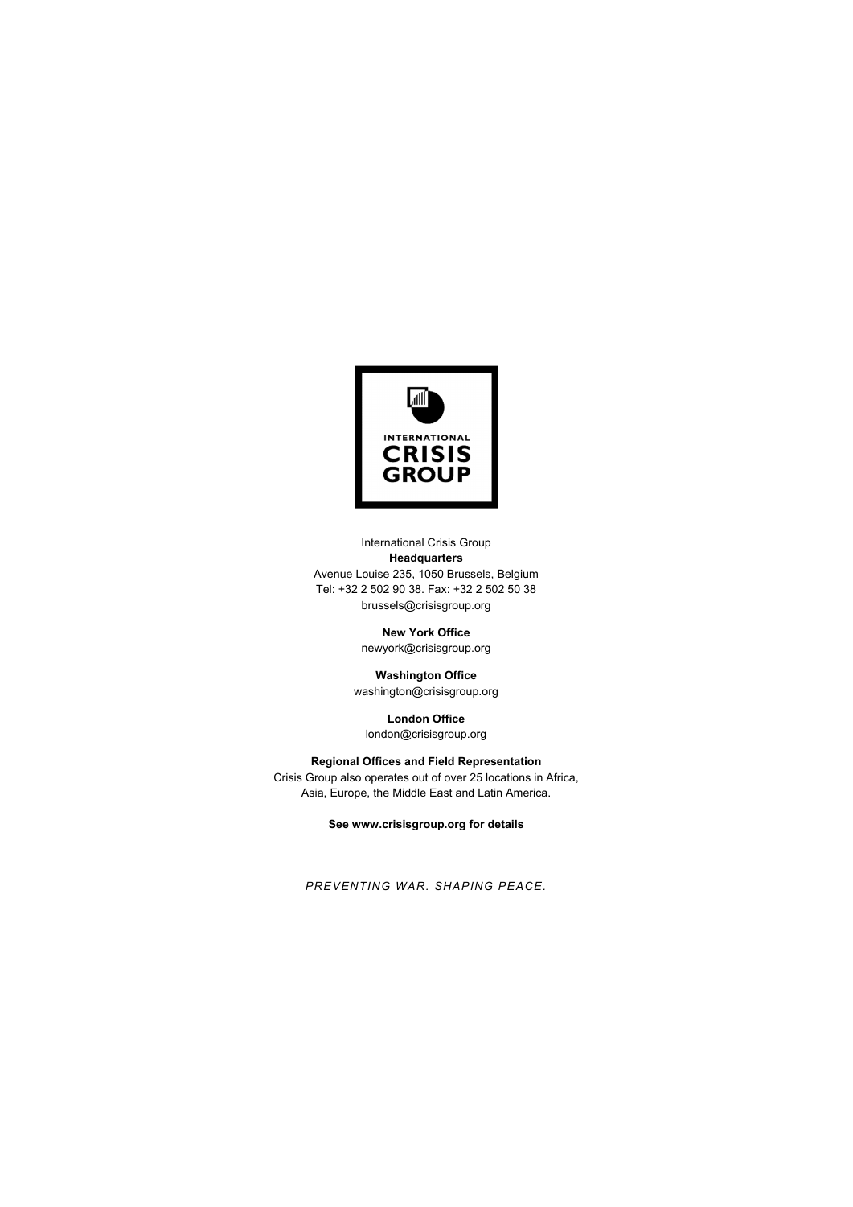INTERNATIONAL
CRISIS
GROUP

International Crisis Group
**Headquarters**
Avenue Louise 235, 1050 Brussels, Belgium
Tel: +32 2 502 90 38. Fax: +32 2 502 50 38
brussels@crisisgroup.org

**New York Office**
newyork@crisisgroup.org

**Washington Office**
washington@crisisgroup.org

**London Office**
london@crisisgroup.org

**Regional Offices and Field Representation**
Crisis Group also operates out of over 25 locations in Africa, Asia, Europe, the Middle East and Latin America.

**See www.crisisgroup.org for details**

*PREVENTING WAR. SHAPING PEACE.*